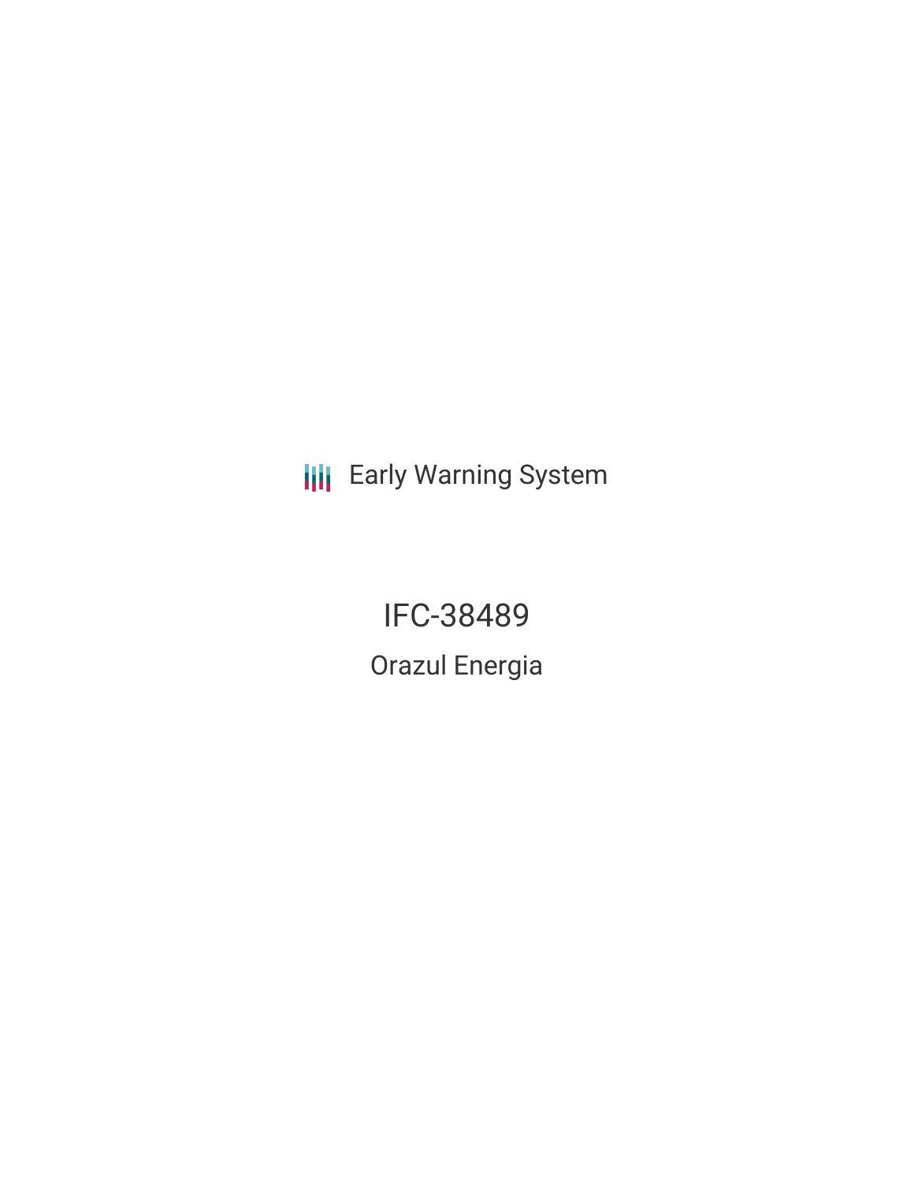Early Warning System

# IFC-38489

## Orazul Energia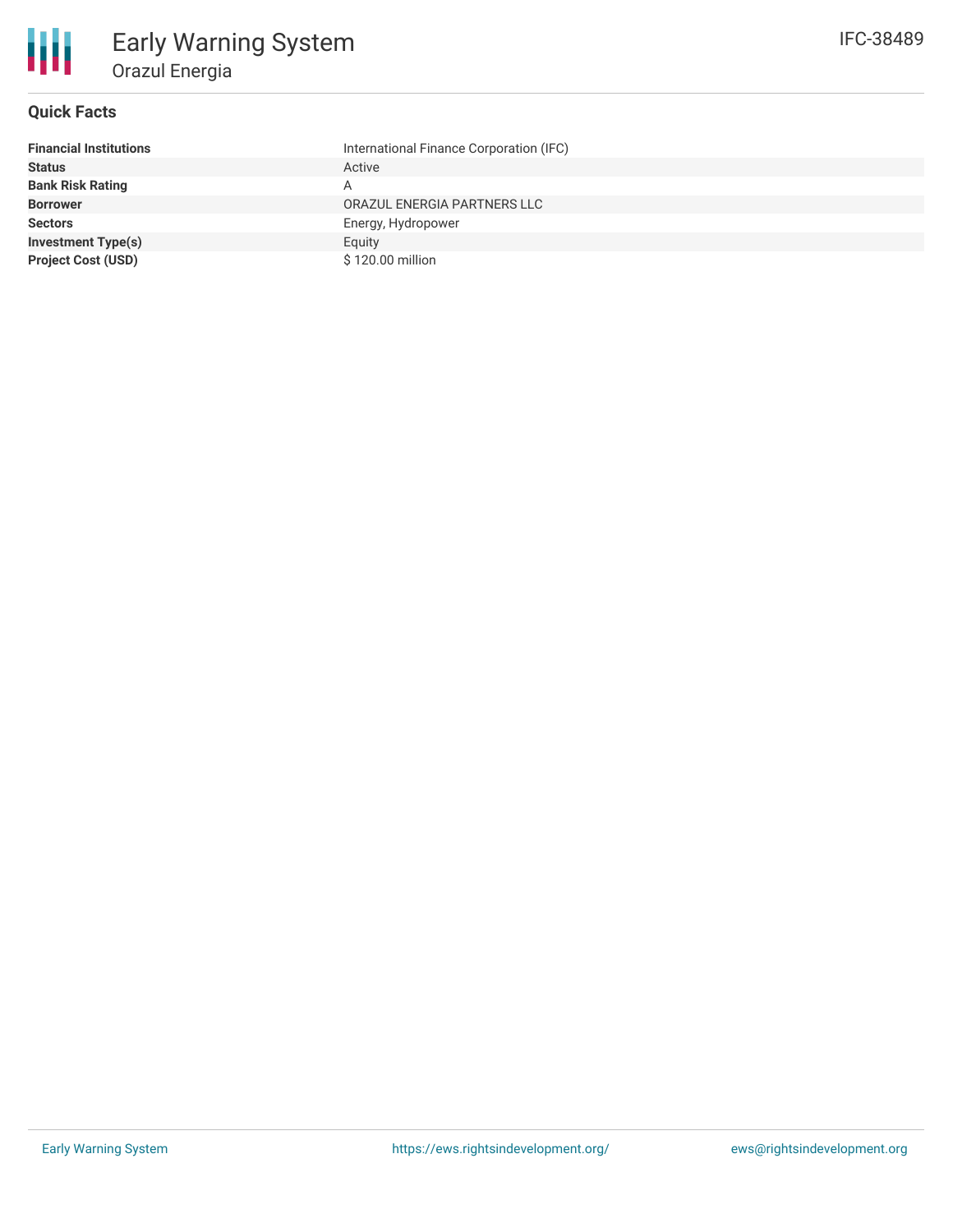# Early Warning System

## Orazul Energia

IFC-38489

### Quick Facts

| | |
|---|---|
| **Financial Institutions** | International Finance Corporation (IFC) |
| **Status** | Active |
| **Bank Risk Rating** | A |
| **Borrower** | ORAZUL ENERGIA PARTNERS LLC |
| **Sectors** | Energy, Hydropower |
| **Investment Type(s)** | Equity |
| **Project Cost (USD)** | $ 120.00 million |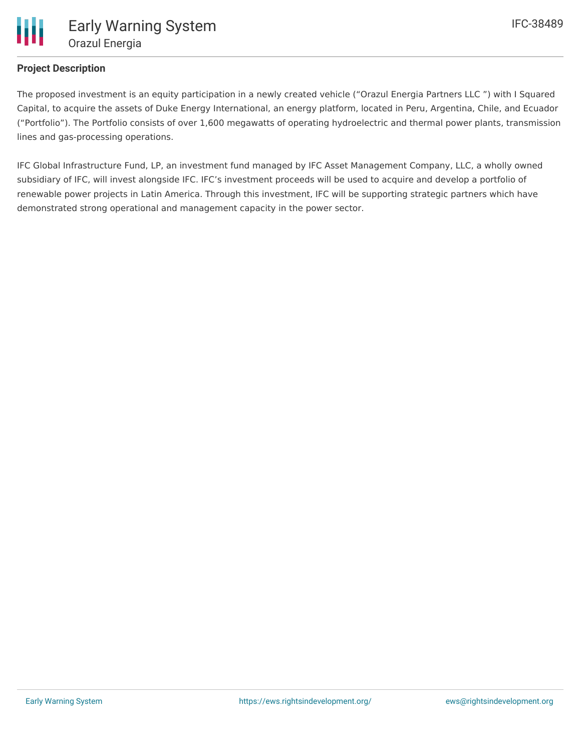## Project Description

The proposed investment is an equity participation in a newly created vehicle ("Orazul Energia Partners LLC ") with I Squared Capital, to acquire the assets of Duke Energy International, an energy platform, located in Peru, Argentina, Chile, and Ecuador ("Portfolio"). The Portfolio consists of over 1,600 megawatts of operating hydroelectric and thermal power plants, transmission lines and gas-processing operations.

IFC Global Infrastructure Fund, LP, an investment fund managed by IFC Asset Management Company, LLC, a wholly owned subsidiary of IFC, will invest alongside IFC. IFC's investment proceeds will be used to acquire and develop a portfolio of renewable power projects in Latin America. Through this investment, IFC will be supporting strategic partners which have demonstrated strong operational and management capacity in the power sector.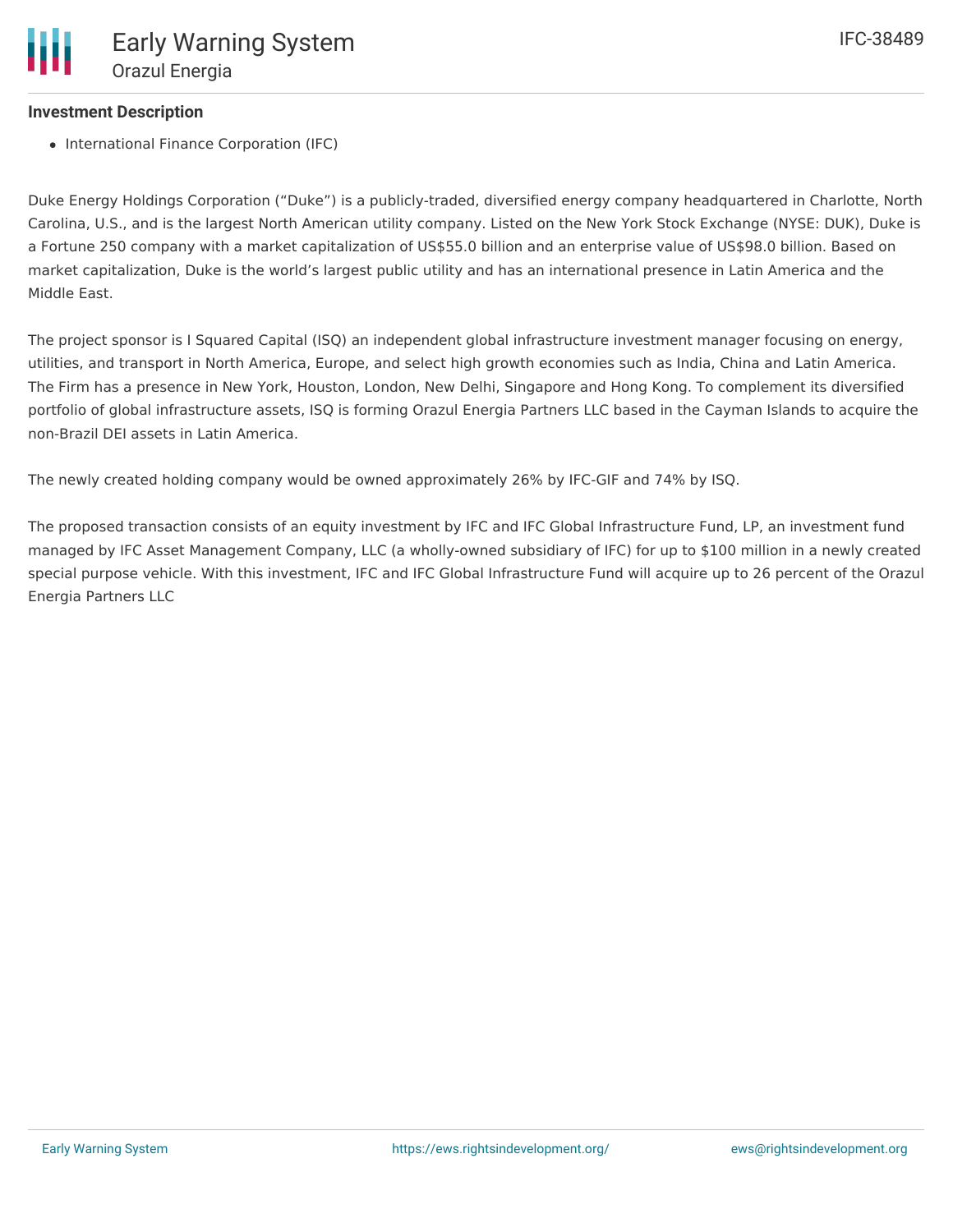### Investment Description

- International Finance Corporation (IFC)

Duke Energy Holdings Corporation ("Duke") is a publicly-traded, diversified energy company headquartered in Charlotte, North Carolina, U.S., and is the largest North American utility company. Listed on the New York Stock Exchange (NYSE: DUK), Duke is a Fortune 250 company with a market capitalization of US$55.0 billion and an enterprise value of US$98.0 billion. Based on market capitalization, Duke is the world's largest public utility and has an international presence in Latin America and the Middle East.

The project sponsor is I Squared Capital (ISQ) an independent global infrastructure investment manager focusing on energy, utilities, and transport in North America, Europe, and select high growth economies such as India, China and Latin America. The Firm has a presence in New York, Houston, London, New Delhi, Singapore and Hong Kong. To complement its diversified portfolio of global infrastructure assets, ISQ is forming Orazul Energia Partners LLC based in the Cayman Islands to acquire the non-Brazil DEI assets in Latin America.

The newly created holding company would be owned approximately 26% by IFC-GIF and 74% by ISQ.

The proposed transaction consists of an equity investment by IFC and IFC Global Infrastructure Fund, LP, an investment fund managed by IFC Asset Management Company, LLC (a wholly-owned subsidiary of IFC) for up to $100 million in a newly created special purpose vehicle. With this investment, IFC and IFC Global Infrastructure Fund will acquire up to 26 percent of the Orazul Energia Partners LLC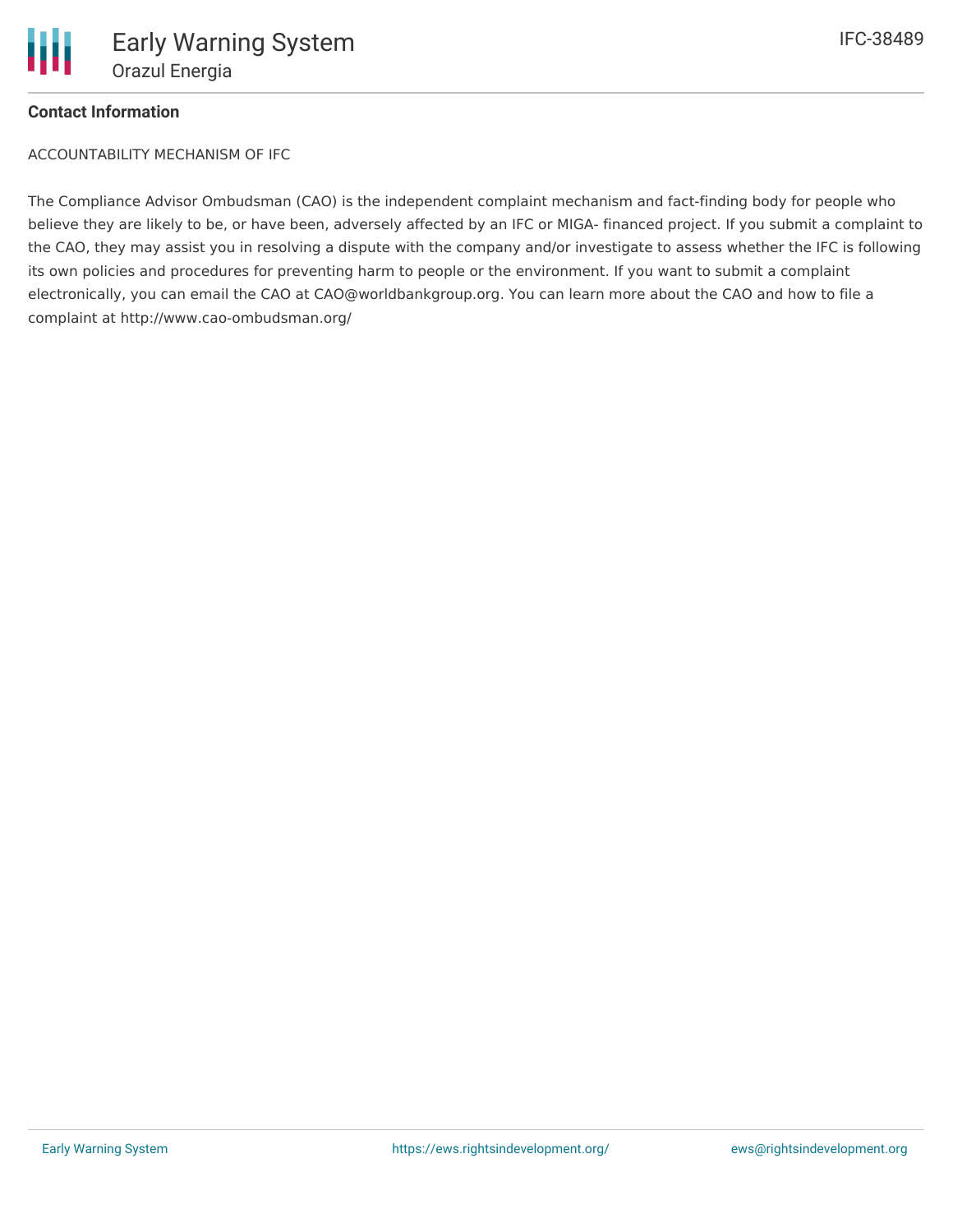**Contact Information**

ACCOUNTABILITY MECHANISM OF IFC

The Compliance Advisor Ombudsman (CAO) is the independent complaint mechanism and fact-finding body for people who believe they are likely to be, or have been, adversely affected by an IFC or MIGA- financed project. If you submit a complaint to the CAO, they may assist you in resolving a dispute with the company and/or investigate to assess whether the IFC is following its own policies and procedures for preventing harm to people or the environment. If you want to submit a complaint electronically, you can email the CAO at CAO@worldbankgroup.org. You can learn more about the CAO and how to file a complaint at http://www.cao-ombudsman.org/